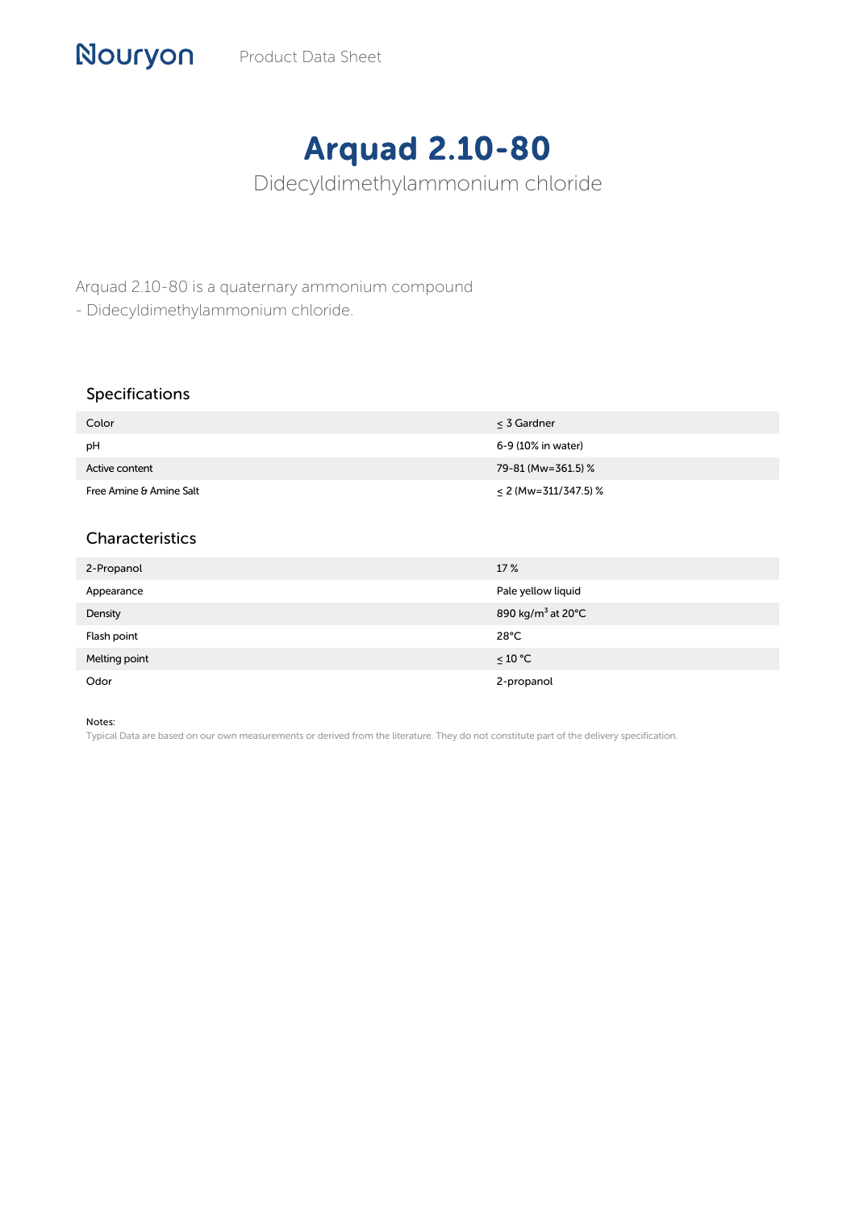# Arquad 2.10-80

Didecyldimethylammonium chloride

Arquad 2.10-80 is a quaternary ammonium compound
- Didecyldimethylammonium chloride.

## Specifications

| | |
|---|---|
| Color | ≤ 3 Gardner |
| pH | 6-9 (10% in water) |
| Active content | 79-81 (Mw=361.5) % |
| Free Amine & Amine Salt | ≤ 2 (Mw=311/347.5) % |

## Characteristics

| | |
|---|---|
| 2-Propanol | 17 % |
| Appearance | Pale yellow liquid |
| Density | 890 kg/m$^3$ at 20°C |
| Flash point | 28°C |
| Melting point | ≤ 10 °C |
| Odor | 2-propanol |

Notes:
Typical Data are based on our own measurements or derived from the literature. They do not constitute part of the delivery specification.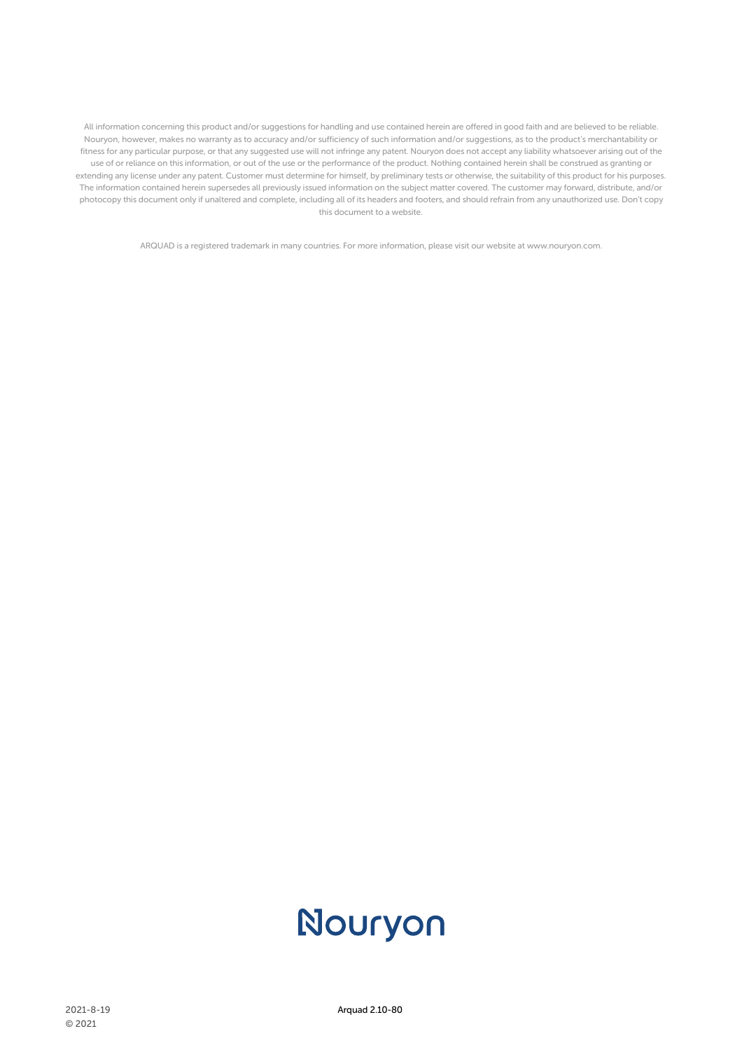All information concerning this product and/or suggestions for handling and use contained herein are offered in good faith and are believed to be reliable. Nouryon, however, makes no warranty as to accuracy and/or sufficiency of such information and/or suggestions, as to the product's merchantability or fitness for any particular purpose, or that any suggested use will not infringe any patent. Nouryon does not accept any liability whatsoever arising out of the use of or reliance on this information, or out of the use or the performance of the product. Nothing contained herein shall be construed as granting or extending any license under any patent. Customer must determine for himself, by preliminary tests or otherwise, the suitability of this product for his purposes. The information contained herein supersedes all previously issued information on the subject matter covered. The customer may forward, distribute, and/or photocopy this document only if unaltered and complete, including all of its headers and footers, and should refrain from any unauthorized use. Don't copy this document to a website.

ARQUAD is a registered trademark in many countries. For more information, please visit our website at www.nouryon.com.

Nouryon

2021-8-19
© 2021

Arquad 2.10-80